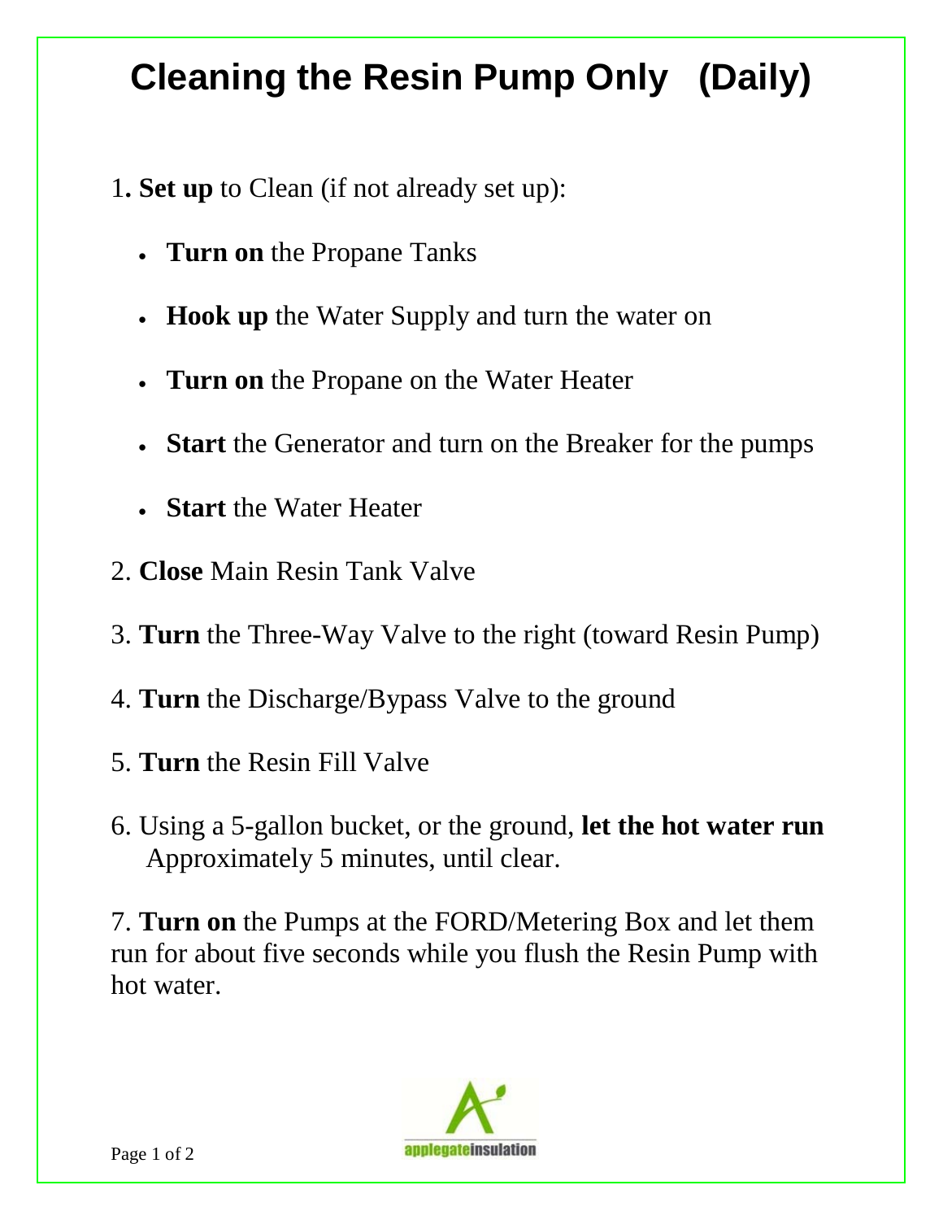# Cleaning the Resin Pump Only (Daily)

1**. Set up** to Clean (if not already set up):

- **Turn on** the Propane Tanks
- **Hook up** the Water Supply and turn the water on
- **Turn on** the Propane on the Water Heater
- **Start** the Generator and turn on the Breaker for the pumps
- **Start** the Water Heater

2. **Close** Main Resin Tank Valve

3. **Turn** the Three-Way Valve to the right (toward Resin Pump)

4. **Turn** the Discharge/Bypass Valve to the ground

5. **Turn** the Resin Fill Valve

6. Using a 5-gallon bucket, or the ground, **let the hot water run** Approximately 5 minutes, until clear.

7. **Turn on** the Pumps at the FORD/Metering Box and let them run for about five seconds while you flush the Resin Pump with hot water.

applegateinsulation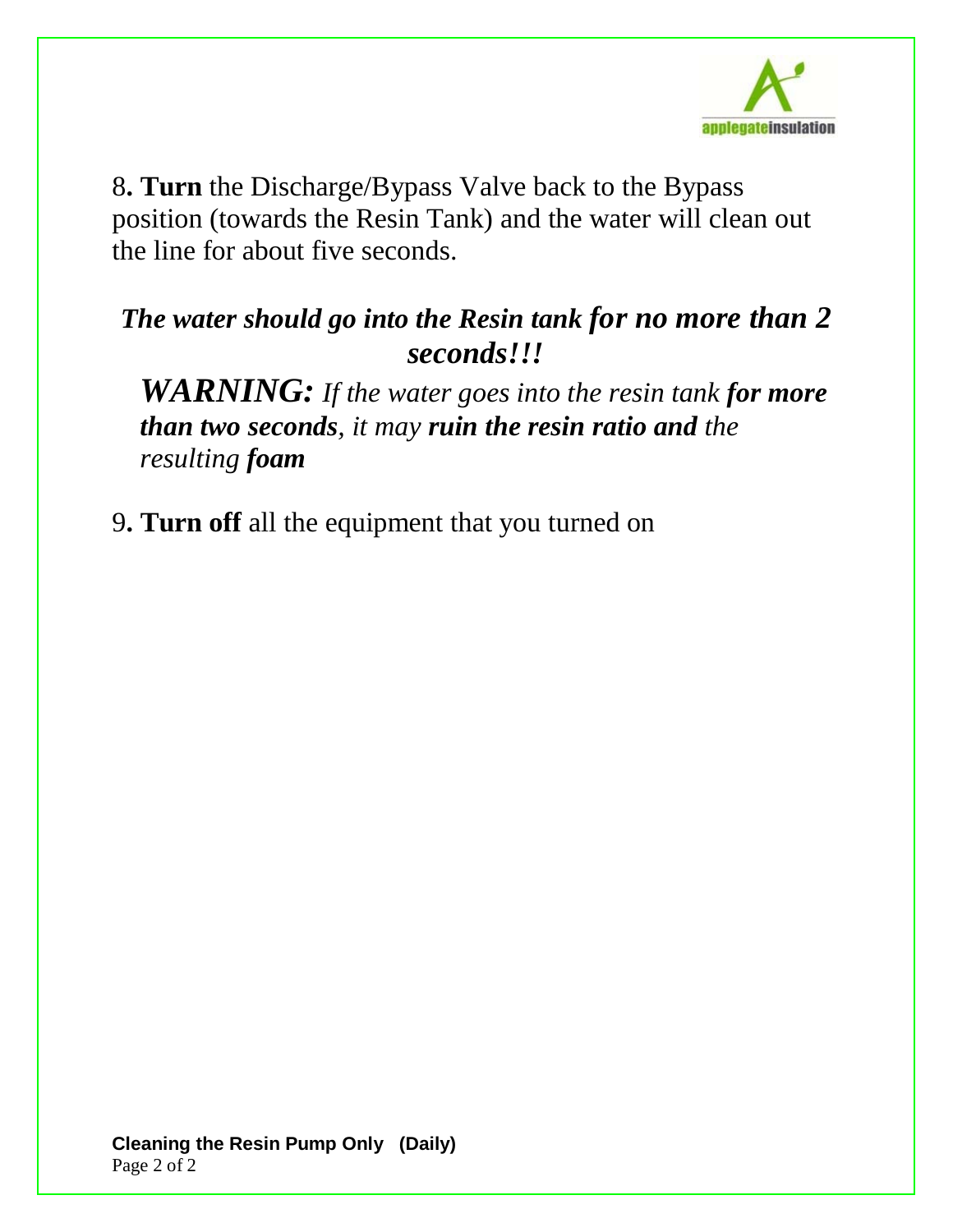8**. Turn** the Discharge/Bypass Valve back to the Bypass position (towards the Resin Tank) and the water will clean out the line for about five seconds.

***The water should go into the Resin tank for no more than 2 seconds!!!***

***WARNING:*** *If the water goes into the resin tank* ***for more than two seconds****, it may* ***ruin the resin ratio and*** *the resulting* ***foam***

9**. Turn off** all the equipment that you turned on

**Cleaning the Resin Pump Only (Daily)**